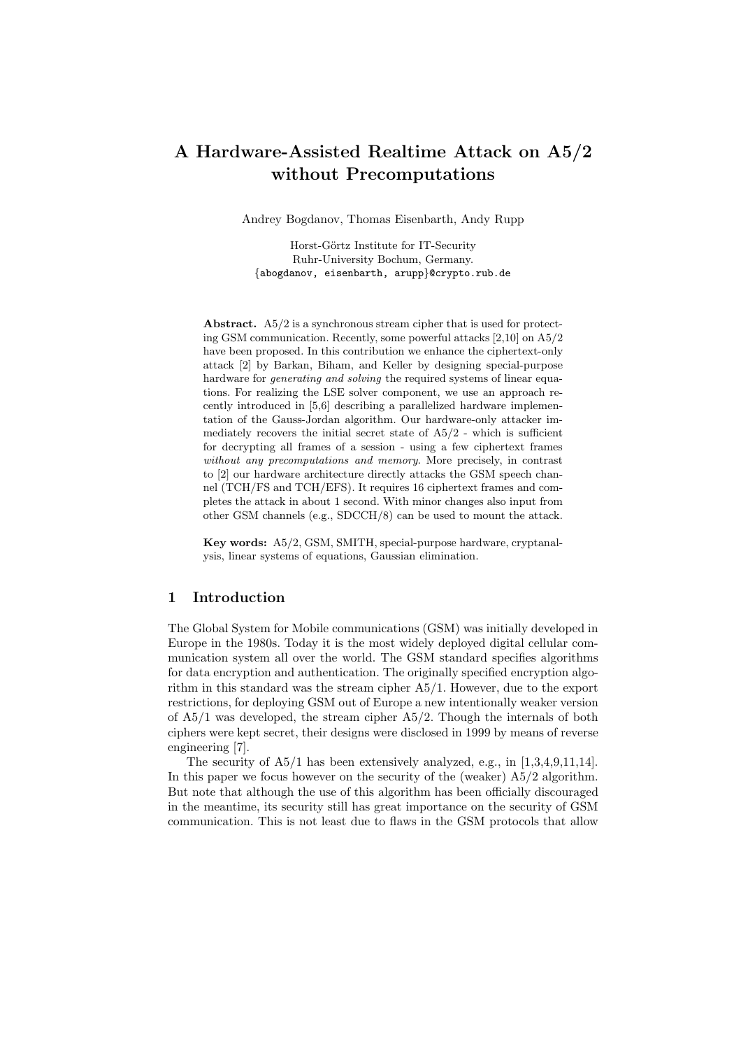# A Hardware-Assisted Realtime Attack on A5/2 without Precomputations

Andrey Bogdanov, Thomas Eisenbarth, Andy Rupp

Horst-Görtz Institute for IT-Security
Ruhr-University Bochum, Germany.
{abogdanov, eisenbarth, arupp}@crypto.rub.de

**Abstract.** A5/2 is a synchronous stream cipher that is used for protecting GSM communication. Recently, some powerful attacks [2,10] on A5/2 have been proposed. In this contribution we enhance the ciphertext-only attack [2] by Barkan, Biham, and Keller by designing special-purpose hardware for *generating and solving* the required systems of linear equations. For realizing the LSE solver component, we use an approach recently introduced in [5,6] describing a parallelized hardware implementation of the Gauss-Jordan algorithm. Our hardware-only attacker immediately recovers the initial secret state of A5/2 - which is sufficient for decrypting all frames of a session - using a few ciphertext frames *without any precomputations and memory*. More precisely, in contrast to [2] our hardware architecture directly attacks the GSM speech channel (TCH/FS and TCH/EFS). It requires 16 ciphertext frames and completes the attack in about 1 second. With minor changes also input from other GSM channels (e.g., SDCCH/8) can be used to mount the attack.

**Key words:** A5/2, GSM, SMITH, special-purpose hardware, cryptanalysis, linear systems of equations, Gaussian elimination.

## 1 Introduction

The Global System for Mobile communications (GSM) was initially developed in Europe in the 1980s. Today it is the most widely deployed digital cellular communication system all over the world. The GSM standard specifies algorithms for data encryption and authentication. The originally specified encryption algorithm in this standard was the stream cipher A5/1. However, due to the export restrictions, for deploying GSM out of Europe a new intentionally weaker version of A5/1 was developed, the stream cipher A5/2. Though the internals of both ciphers were kept secret, their designs were disclosed in 1999 by means of reverse engineering [7].

The security of A5/1 has been extensively analyzed, e.g., in [1,3,4,9,11,14]. In this paper we focus however on the security of the (weaker) A5/2 algorithm. But note that although the use of this algorithm has been officially discouraged in the meantime, its security still has great importance on the security of GSM communication. This is not least due to flaws in the GSM protocols that allow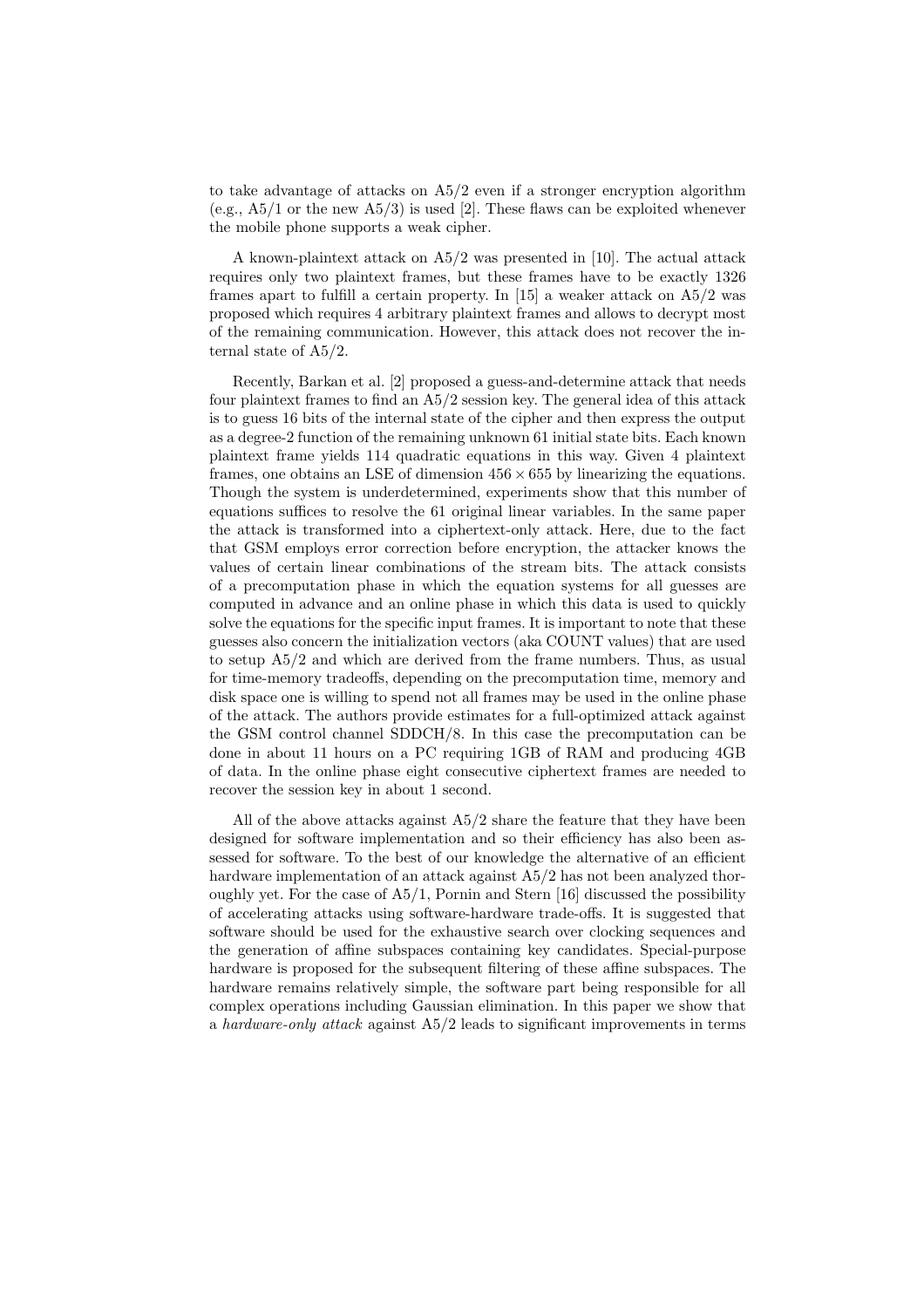to take advantage of attacks on A5/2 even if a stronger encryption algorithm (e.g., A5/1 or the new A5/3) is used [2]. These flaws can be exploited whenever the mobile phone supports a weak cipher.

A known-plaintext attack on A5/2 was presented in [10]. The actual attack requires only two plaintext frames, but these frames have to be exactly 1326 frames apart to fulfill a certain property. In [15] a weaker attack on A5/2 was proposed which requires 4 arbitrary plaintext frames and allows to decrypt most of the remaining communication. However, this attack does not recover the internal state of A5/2.

Recently, Barkan et al. [2] proposed a guess-and-determine attack that needs four plaintext frames to find an A5/2 session key. The general idea of this attack is to guess 16 bits of the internal state of the cipher and then express the output as a degree-2 function of the remaining unknown 61 initial state bits. Each known plaintext frame yields 114 quadratic equations in this way. Given 4 plaintext frames, one obtains an LSE of dimension $456 \times 655$ by linearizing the equations. Though the system is underdetermined, experiments show that this number of equations suffices to resolve the 61 original linear variables. In the same paper the attack is transformed into a ciphertext-only attack. Here, due to the fact that GSM employs error correction before encryption, the attacker knows the values of certain linear combinations of the stream bits. The attack consists of a precomputation phase in which the equation systems for all guesses are computed in advance and an online phase in which this data is used to quickly solve the equations for the specific input frames. It is important to note that these guesses also concern the initialization vectors (aka COUNT values) that are used to setup A5/2 and which are derived from the frame numbers. Thus, as usual for time-memory tradeoffs, depending on the precomputation time, memory and disk space one is willing to spend not all frames may be used in the online phase of the attack. The authors provide estimates for a full-optimized attack against the GSM control channel SDDCH/8. In this case the precomputation can be done in about 11 hours on a PC requiring 1GB of RAM and producing 4GB of data. In the online phase eight consecutive ciphertext frames are needed to recover the session key in about 1 second.

All of the above attacks against A5/2 share the feature that they have been designed for software implementation and so their efficiency has also been assessed for software. To the best of our knowledge the alternative of an efficient hardware implementation of an attack against A5/2 has not been analyzed thoroughly yet. For the case of A5/1, Pornin and Stern [16] discussed the possibility of accelerating attacks using software-hardware trade-offs. It is suggested that software should be used for the exhaustive search over clocking sequences and the generation of affine subspaces containing key candidates. Special-purpose hardware is proposed for the subsequent filtering of these affine subspaces. The hardware remains relatively simple, the software part being responsible for all complex operations including Gaussian elimination. In this paper we show that a *hardware-only attack* against A5/2 leads to significant improvements in terms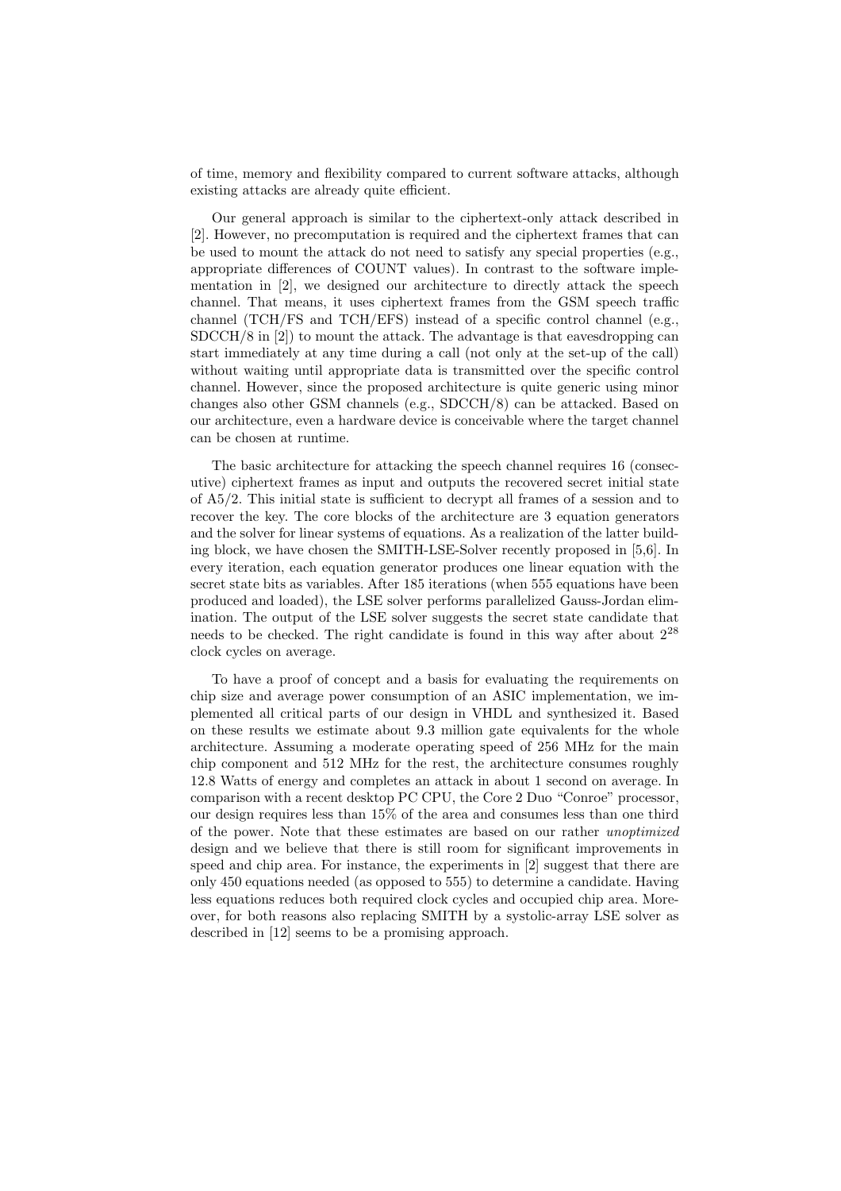of time, memory and flexibility compared to current software attacks, although existing attacks are already quite efficient.

Our general approach is similar to the ciphertext-only attack described in [2]. However, no precomputation is required and the ciphertext frames that can be used to mount the attack do not need to satisfy any special properties (e.g., appropriate differences of COUNT values). In contrast to the software implementation in [2], we designed our architecture to directly attack the speech channel. That means, it uses ciphertext frames from the GSM speech traffic channel (TCH/FS and TCH/EFS) instead of a specific control channel (e.g., SDCCH/8 in [2]) to mount the attack. The advantage is that eavesdropping can start immediately at any time during a call (not only at the set-up of the call) without waiting until appropriate data is transmitted over the specific control channel. However, since the proposed architecture is quite generic using minor changes also other GSM channels (e.g., SDCCH/8) can be attacked. Based on our architecture, even a hardware device is conceivable where the target channel can be chosen at runtime.

The basic architecture for attacking the speech channel requires 16 (consecutive) ciphertext frames as input and outputs the recovered secret initial state of A5/2. This initial state is sufficient to decrypt all frames of a session and to recover the key. The core blocks of the architecture are 3 equation generators and the solver for linear systems of equations. As a realization of the latter building block, we have chosen the SMITH-LSE-Solver recently proposed in [5,6]. In every iteration, each equation generator produces one linear equation with the secret state bits as variables. After 185 iterations (when 555 equations have been produced and loaded), the LSE solver performs parallelized Gauss-Jordan elimination. The output of the LSE solver suggests the secret state candidate that needs to be checked. The right candidate is found in this way after about $2^{28}$ clock cycles on average.

To have a proof of concept and a basis for evaluating the requirements on chip size and average power consumption of an ASIC implementation, we implemented all critical parts of our design in VHDL and synthesized it. Based on these results we estimate about 9.3 million gate equivalents for the whole architecture. Assuming a moderate operating speed of 256 MHz for the main chip component and 512 MHz for the rest, the architecture consumes roughly 12.8 Watts of energy and completes an attack in about 1 second on average. In comparison with a recent desktop PC CPU, the Core 2 Duo "Conroe" processor, our design requires less than 15% of the area and consumes less than one third of the power. Note that these estimates are based on our rather *unoptimized* design and we believe that there is still room for significant improvements in speed and chip area. For instance, the experiments in [2] suggest that there are only 450 equations needed (as opposed to 555) to determine a candidate. Having less equations reduces both required clock cycles and occupied chip area. Moreover, for both reasons also replacing SMITH by a systolic-array LSE solver as described in [12] seems to be a promising approach.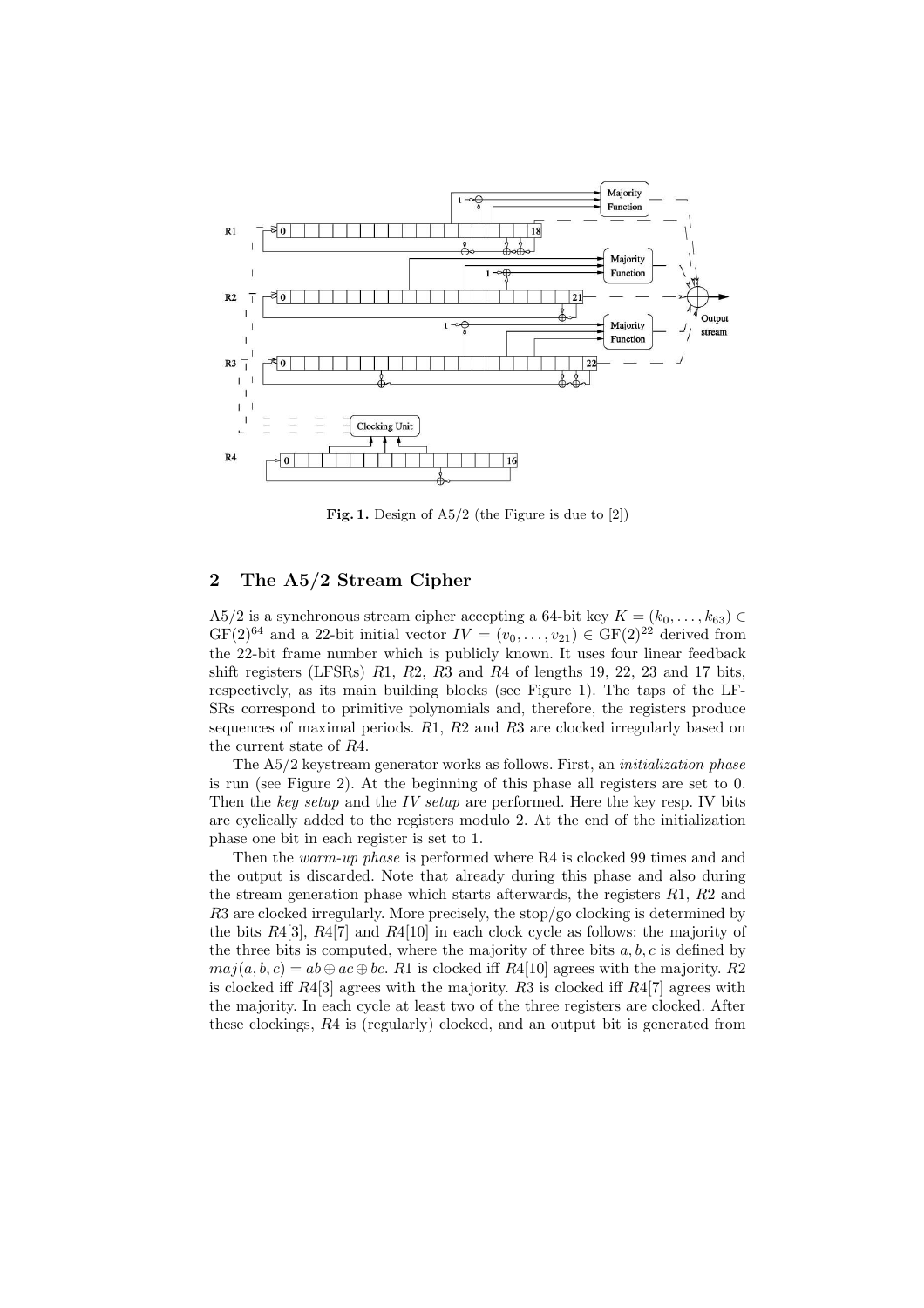**Fig. 1.** Design of A5/2 (the Figure is due to [2])

## 2 The A5/2 Stream Cipher

A5/2 is a synchronous stream cipher accepting a 64-bit key $K = (k_0, \ldots, k_{63}) \in \mathrm{GF}(2)^{64}$ and a 22-bit initial vector $IV = (v_0, \ldots, v_{21}) \in \mathrm{GF}(2)^{22}$ derived from the 22-bit frame number which is publicly known. It uses four linear feedback shift registers (LFSRs) $R1$, $R2$, $R3$ and $R4$ of lengths 19, 22, 23 and 17 bits, respectively, as its main building blocks (see Figure 1). The taps of the LFSRs correspond to primitive polynomials and, therefore, the registers produce sequences of maximal periods. $R1$, $R2$ and $R3$ are clocked irregularly based on the current state of $R4$.

The A5/2 keystream generator works as follows. First, an *initialization phase* is run (see Figure 2). At the beginning of this phase all registers are set to 0. Then the *key setup* and the *IV setup* are performed. Here the key resp. IV bits are cyclically added to the registers modulo 2. At the end of the initialization phase one bit in each register is set to 1.

Then the *warm-up phase* is performed where R4 is clocked 99 times and and the output is discarded. Note that already during this phase and also during the stream generation phase which starts afterwards, the registers $R1$, $R2$ and $R3$ are clocked irregularly. More precisely, the stop/go clocking is determined by the bits $R4[3]$, $R4[7]$ and $R4[10]$ in each clock cycle as follows: the majority of the three bits is computed, where the majority of three bits $a, b, c$ is defined by $maj(a, b, c) = ab \oplus ac \oplus bc$. $R1$ is clocked iff $R4[10]$ agrees with the majority. $R2$ is clocked iff $R4[3]$ agrees with the majority. $R3$ is clocked iff $R4[7]$ agrees with the majority. In each cycle at least two of the three registers are clocked. After these clockings, $R4$ is (regularly) clocked, and an output bit is generated from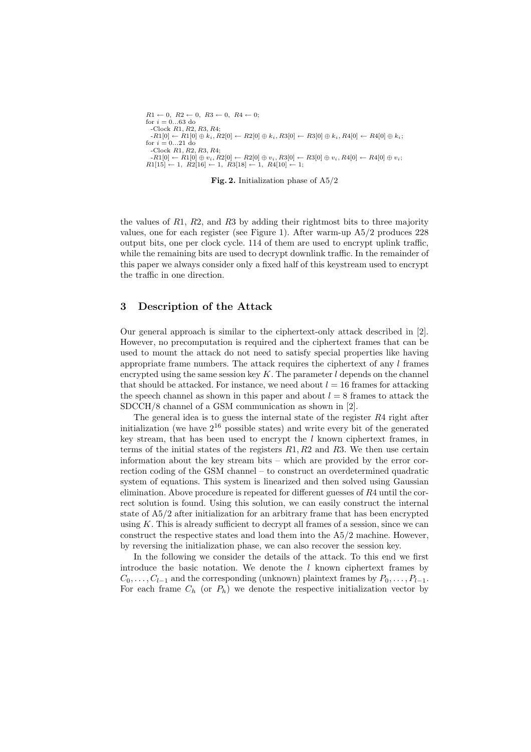$R1 \leftarrow 0,\ R2 \leftarrow 0,\ R3 \leftarrow 0,\ R4 \leftarrow 0;$
for $i = 0 \ldots 63$ do
  -Clock $R1, R2, R3, R4$;
  -$R1[0] \leftarrow R1[0] \oplus k_i, R2[0] \leftarrow R2[0] \oplus k_i, R3[0] \leftarrow R3[0] \oplus k_i, R4[0] \leftarrow R4[0] \oplus k_i$;
for $i = 0 \ldots 21$ do
  -Clock $R1, R2, R3, R4$;
  -$R1[0] \leftarrow R1[0] \oplus v_i, R2[0] \leftarrow R2[0] \oplus v_i, R3[0] \leftarrow R3[0] \oplus v_i, R4[0] \leftarrow R4[0] \oplus v_i$;
$R1[15] \leftarrow 1,\ R2[16] \leftarrow 1,\ R3[18] \leftarrow 1,\ R4[10] \leftarrow 1;$

**Fig. 2.** Initialization phase of A5/2

the values of $R1$, $R2$, and $R3$ by adding their rightmost bits to three majority values, one for each register (see Figure 1). After warm-up A5/2 produces 228 output bits, one per clock cycle. 114 of them are used to encrypt uplink traffic, while the remaining bits are used to decrypt downlink traffic. In the remainder of this paper we always consider only a fixed half of this keystream used to encrypt the traffic in one direction.

## 3 Description of the Attack

Our general approach is similar to the ciphertext-only attack described in [2]. However, no precomputation is required and the ciphertext frames that can be used to mount the attack do not need to satisfy special properties like having appropriate frame numbers. The attack requires the ciphertext of any $l$ frames encrypted using the same session key $K$. The parameter $l$ depends on the channel that should be attacked. For instance, we need about $l = 16$ frames for attacking the speech channel as shown in this paper and about $l = 8$ frames to attack the SDCCH/8 channel of a GSM communication as shown in [2].

The general idea is to guess the internal state of the register $R4$ right after initialization (we have $2^{16}$ possible states) and write every bit of the generated key stream, that has been used to encrypt the $l$ known ciphertext frames, in terms of the initial states of the registers $R1, R2$ and $R3$. We then use certain information about the key stream bits – which are provided by the error correction coding of the GSM channel – to construct an overdetermined quadratic system of equations. This system is linearized and then solved using Gaussian elimination. Above procedure is repeated for different guesses of $R4$ until the correct solution is found. Using this solution, we can easily construct the internal state of A5/2 after initialization for an arbitrary frame that has been encrypted using $K$. This is already sufficient to decrypt all frames of a session, since we can construct the respective states and load them into the A5/2 machine. However, by reversing the initialization phase, we can also recover the session key.

In the following we consider the details of the attack. To this end we first introduce the basic notation. We denote the $l$ known ciphertext frames by $C_0, \ldots, C_{l-1}$ and the corresponding (unknown) plaintext frames by $P_0, \ldots, P_{l-1}$. For each frame $C_h$ (or $P_h$) we denote the respective initialization vector by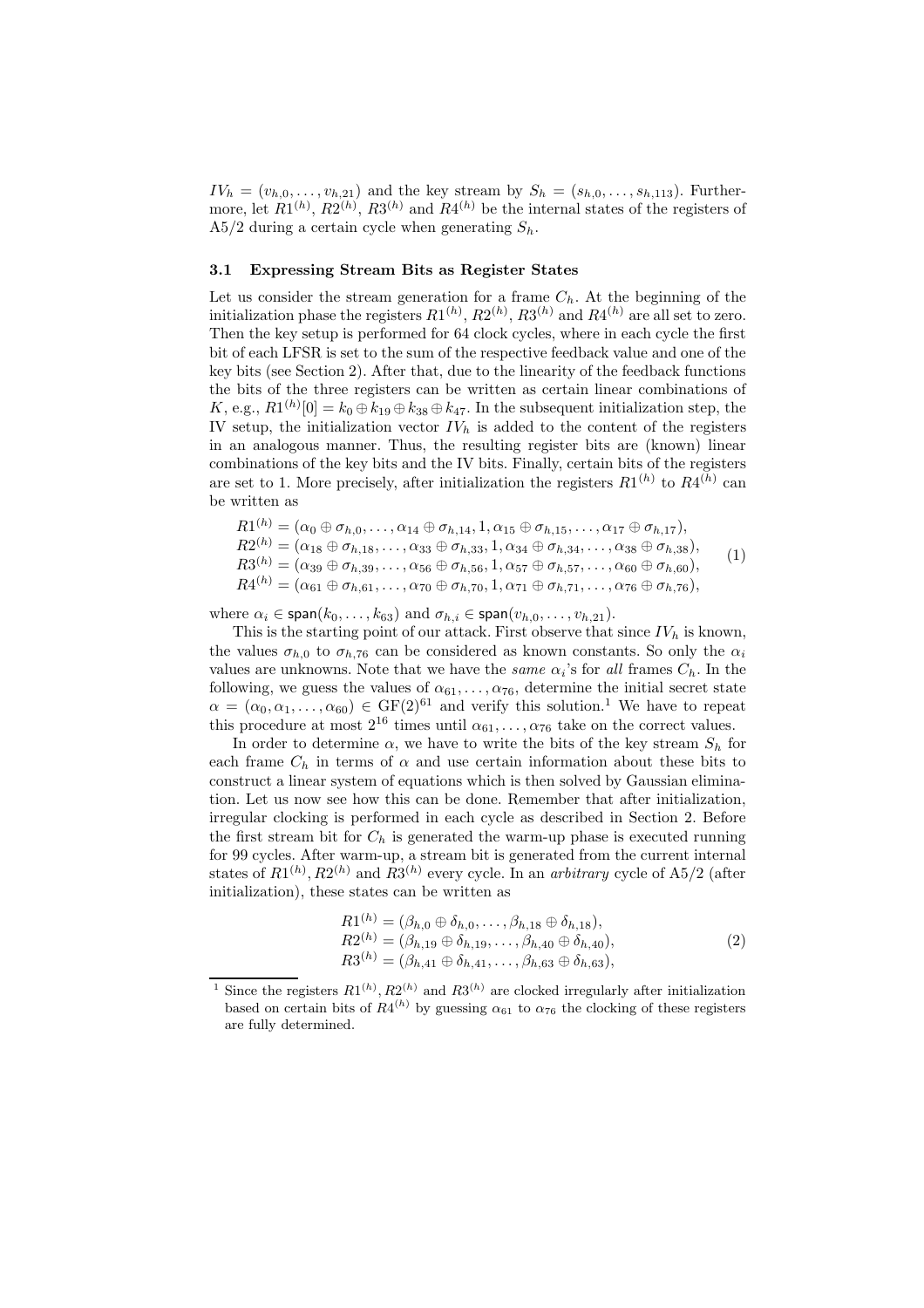$IV_h = (v_{h,0}, \ldots, v_{h,21})$ and the key stream by $S_h = (s_{h,0}, \ldots, s_{h,113})$. Furthermore, let $R1^{(h)}$, $R2^{(h)}$, $R3^{(h)}$ and $R4^{(h)}$ be the internal states of the registers of A5/2 during a certain cycle when generating $S_h$.

### 3.1 Expressing Stream Bits as Register States

Let us consider the stream generation for a frame $C_h$. At the beginning of the initialization phase the registers $R1^{(h)}$, $R2^{(h)}$, $R3^{(h)}$ and $R4^{(h)}$ are all set to zero. Then the key setup is performed for 64 clock cycles, where in each cycle the first bit of each LFSR is set to the sum of the respective feedback value and one of the key bits (see Section 2). After that, due to the linearity of the feedback functions the bits of the three registers can be written as certain linear combinations of $K$, e.g., $R1^{(h)}[0] = k_0 \oplus k_{19} \oplus k_{38} \oplus k_{47}$. In the subsequent initialization step, the IV setup, the initialization vector $IV_h$ is added to the content of the registers in an analogous manner. Thus, the resulting register bits are (known) linear combinations of the key bits and the IV bits. Finally, certain bits of the registers are set to 1. More precisely, after initialization the registers $R1^{(h)}$ to $R4^{(h)}$ can be written as

$$
\begin{aligned}
R1^{(h)} &= (\alpha_0 \oplus \sigma_{h,0}, \ldots, \alpha_{14} \oplus \sigma_{h,14}, 1, \alpha_{15} \oplus \sigma_{h,15}, \ldots, \alpha_{17} \oplus \sigma_{h,17}), \\
R2^{(h)} &= (\alpha_{18} \oplus \sigma_{h,18}, \ldots, \alpha_{33} \oplus \sigma_{h,33}, 1, \alpha_{34} \oplus \sigma_{h,34}, \ldots, \alpha_{38} \oplus \sigma_{h,38}), \\
R3^{(h)} &= (\alpha_{39} \oplus \sigma_{h,39}, \ldots, \alpha_{56} \oplus \sigma_{h,56}, 1, \alpha_{57} \oplus \sigma_{h,57}, \ldots, \alpha_{60} \oplus \sigma_{h,60}), \\
R4^{(h)} &= (\alpha_{61} \oplus \sigma_{h,61}, \ldots, \alpha_{70} \oplus \sigma_{h,70}, 1, \alpha_{71} \oplus \sigma_{h,71}, \ldots, \alpha_{76} \oplus \sigma_{h,76}),
\end{aligned}
\tag{1}
$$

where $\alpha_i \in \mathsf{span}(k_0, \ldots, k_{63})$ and $\sigma_{h,i} \in \mathsf{span}(v_{h,0}, \ldots, v_{h,21})$.

This is the starting point of our attack. First observe that since $IV_h$ is known, the values $\sigma_{h,0}$ to $\sigma_{h,76}$ can be considered as known constants. So only the $\alpha_i$ values are unknowns. Note that we have the *same* $\alpha_i$'s for *all* frames $C_h$. In the following, we guess the values of $\alpha_{61}, \ldots, \alpha_{76}$, determine the initial secret state $\alpha = (\alpha_0, \alpha_1, \ldots, \alpha_{60}) \in \mathrm{GF}(2)^{61}$ and verify this solution.[1] We have to repeat this procedure at most $2^{16}$ times until $\alpha_{61}, \ldots, \alpha_{76}$ take on the correct values.

In order to determine $\alpha$, we have to write the bits of the key stream $S_h$ for each frame $C_h$ in terms of $\alpha$ and use certain information about these bits to construct a linear system of equations which is then solved by Gaussian elimination. Let us now see how this can be done. Remember that after initialization, irregular clocking is performed in each cycle as described in Section 2. Before the first stream bit for $C_h$ is generated the warm-up phase is executed running for 99 cycles. After warm-up, a stream bit is generated from the current internal states of $R1^{(h)}$, $R2^{(h)}$ and $R3^{(h)}$ every cycle. In an *arbitrary* cycle of A5/2 (after initialization), these states can be written as

$$
\begin{aligned}
R1^{(h)} &= (\beta_{h,0} \oplus \delta_{h,0}, \ldots, \beta_{h,18} \oplus \delta_{h,18}), \\
R2^{(h)} &= (\beta_{h,19} \oplus \delta_{h,19}, \ldots, \beta_{h,40} \oplus \delta_{h,40}), \\
R3^{(h)} &= (\beta_{h,41} \oplus \delta_{h,41}, \ldots, \beta_{h,63} \oplus \delta_{h,63}),
\end{aligned}
\tag{2}
$$

[1] Since the registers $R1^{(h)}, R2^{(h)}$ and $R3^{(h)}$ are clocked irregularly after initialization based on certain bits of $R4^{(h)}$ by guessing $\alpha_{61}$ to $\alpha_{76}$ the clocking of these registers are fully determined.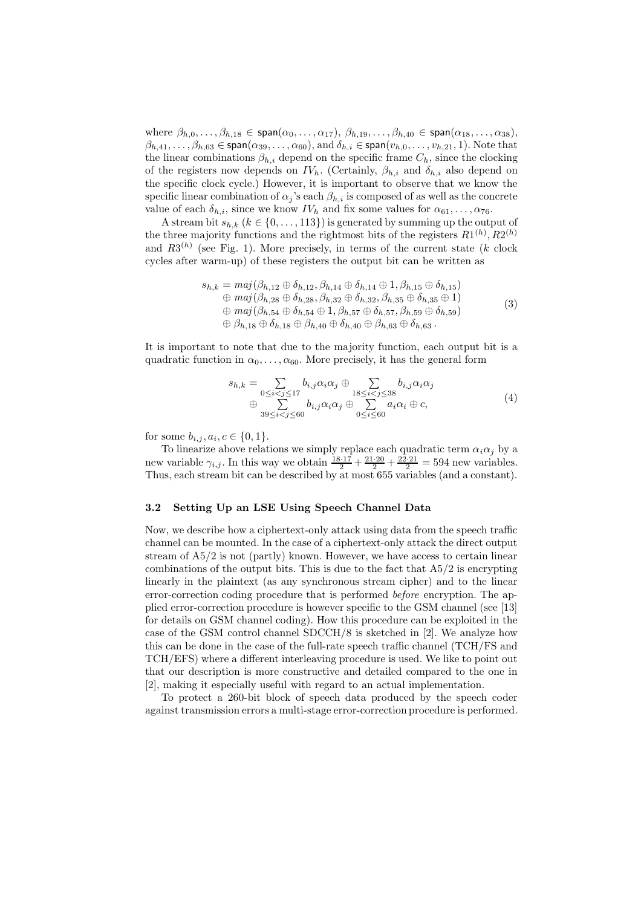where $\beta_{h,0}, \ldots, \beta_{h,18} \in \mathsf{span}(\alpha_0, \ldots, \alpha_{17})$, $\beta_{h,19}, \ldots, \beta_{h,40} \in \mathsf{span}(\alpha_{18}, \ldots, \alpha_{38})$, $\beta_{h,41}, \ldots, \beta_{h,63} \in \mathsf{span}(\alpha_{39}, \ldots, \alpha_{60})$, and $\delta_{h,i} \in \mathsf{span}(v_{h,0}, \ldots, v_{h,21}, 1)$. Note that the linear combinations $\beta_{h,i}$ depend on the specific frame $C_h$, since the clocking of the registers now depends on $IV_h$. (Certainly, $\beta_{h,i}$ and $\delta_{h,i}$ also depend on the specific clock cycle.) However, it is important to observe that we know the specific linear combination of $\alpha_j$'s each $\beta_{h,i}$ is composed of as well as the concrete value of each $\delta_{h,i}$, since we know $IV_h$ and fix some values for $\alpha_{61}, \ldots, \alpha_{76}$.

A stream bit $s_{h,k}$ ($k \in \{0, \ldots, 113\}$) is generated by summing up the output of the three majority functions and the rightmost bits of the registers $R1^{(h)}, R2^{(h)}$ and $R3^{(h)}$ (see Fig. 1). More precisely, in terms of the current state ($k$ clock cycles after warm-up) of these registers the output bit can be written as

$$
\begin{aligned}
s_{h,k} = \; & maj(\beta_{h,12} \oplus \delta_{h,12}, \beta_{h,14} \oplus \delta_{h,14} \oplus 1, \beta_{h,15} \oplus \delta_{h,15}) \\
\oplus \; & maj(\beta_{h,28} \oplus \delta_{h,28}, \beta_{h,32} \oplus \delta_{h,32}, \beta_{h,35} \oplus \delta_{h,35} \oplus 1) \\
\oplus \; & maj(\beta_{h,54} \oplus \delta_{h,54} \oplus 1, \beta_{h,57} \oplus \delta_{h,57}, \beta_{h,59} \oplus \delta_{h,59}) \\
\oplus \; & \beta_{h,18} \oplus \delta_{h,18} \oplus \beta_{h,40} \oplus \delta_{h,40} \oplus \beta_{h,63} \oplus \delta_{h,63} \,.
\end{aligned}
\tag{3}
$$

It is important to note that due to the majority function, each output bit is a quadratic function in $\alpha_0, \ldots, \alpha_{60}$. More precisely, it has the general form

$$
\begin{aligned}
s_{h,k} = & \sum_{0 \leq i < j \leq 17} b_{i,j}\alpha_i\alpha_j \oplus \sum_{18 \leq i < j \leq 38} b_{i,j}\alpha_i\alpha_j \\
& \oplus \sum_{39 \leq i < j \leq 60} b_{i,j}\alpha_i\alpha_j \oplus \sum_{0 \leq i \leq 60} a_i\alpha_i \oplus c,
\end{aligned}
\tag{4}
$$

for some $b_{i,j}, a_i, c \in \{0, 1\}$.

To linearize above relations we simply replace each quadratic term $\alpha_i\alpha_j$ by a new variable $\gamma_{i,j}$. In this way we obtain $\frac{18 \cdot 17}{2} + \frac{21 \cdot 20}{2} + \frac{22 \cdot 21}{2} = 594$ new variables. Thus, each stream bit can be described by at most 655 variables (and a constant).

### 3.2 Setting Up an LSE Using Speech Channel Data

Now, we describe how a ciphertext-only attack using data from the speech traffic channel can be mounted. In the case of a ciphertext-only attack the direct output stream of A5/2 is not (partly) known. However, we have access to certain linear combinations of the output bits. This is due to the fact that A5/2 is encrypting linearly in the plaintext (as any synchronous stream cipher) and to the linear error-correction coding procedure that is performed *before* encryption. The applied error-correction procedure is however specific to the GSM channel (see [13] for details on GSM channel coding). How this procedure can be exploited in the case of the GSM control channel SDCCH/8 is sketched in [2]. We analyze how this can be done in the case of the full-rate speech traffic channel (TCH/FS and TCH/EFS) where a different interleaving procedure is used. We like to point out that our description is more constructive and detailed compared to the one in [2], making it especially useful with regard to an actual implementation.

To protect a 260-bit block of speech data produced by the speech coder against transmission errors a multi-stage error-correction procedure is performed.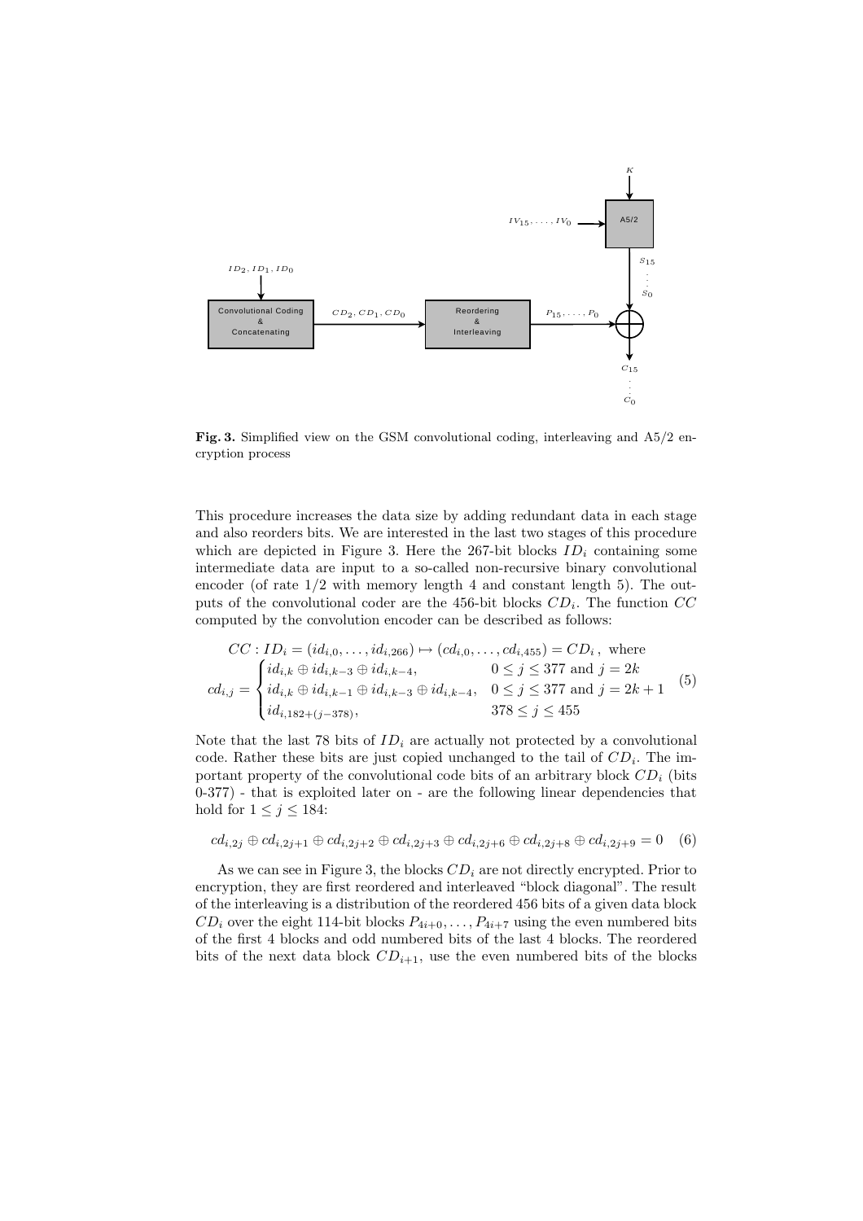**Fig. 3.** Simplified view on the GSM convolutional coding, interleaving and A5/2 encryption process

This procedure increases the data size by adding redundant data in each stage and also reorders bits. We are interested in the last two stages of this procedure which are depicted in Figure 3. Here the 267-bit blocks $ID_i$ containing some intermediate data are input to a so-called non-recursive binary convolutional encoder (of rate 1/2 with memory length 4 and constant length 5). The outputs of the convolutional coder are the 456-bit blocks $CD_i$. The function $CC$ computed by the convolution encoder can be described as follows:

$$
\begin{aligned}
&CC : ID_i = (id_{i,0}, \ldots, id_{i,266}) \mapsto (cd_{i,0}, \ldots, cd_{i,455}) = CD_i\,, \text{ where} \\
&cd_{i,j} = \begin{cases} id_{i,k} \oplus id_{i,k-3} \oplus id_{i,k-4}, & 0 \leq j \leq 377 \text{ and } j = 2k \\ id_{i,k} \oplus id_{i,k-1} \oplus id_{i,k-3} \oplus id_{i,k-4}, & 0 \leq j \leq 377 \text{ and } j = 2k+1 \\ id_{i,182+(j-378)}, & 378 \leq j \leq 455 \end{cases}
\end{aligned} \tag{5}
$$

Note that the last 78 bits of $ID_i$ are actually not protected by a convolutional code. Rather these bits are just copied unchanged to the tail of $CD_i$. The important property of the convolutional code bits of an arbitrary block $CD_i$ (bits 0-377) - that is exploited later on - are the following linear dependencies that hold for $1 \leq j \leq 184$:

$$
cd_{i,2j} \oplus cd_{i,2j+1} \oplus cd_{i,2j+2} \oplus cd_{i,2j+3} \oplus cd_{i,2j+6} \oplus cd_{i,2j+8} \oplus cd_{i,2j+9} = 0 \tag{6}
$$

As we can see in Figure 3, the blocks $CD_i$ are not directly encrypted. Prior to encryption, they are first reordered and interleaved "block diagonal". The result of the interleaving is a distribution of the reordered 456 bits of a given data block $CD_i$ over the eight 114-bit blocks $P_{4i+0}, \ldots, P_{4i+7}$ using the even numbered bits of the first 4 blocks and odd numbered bits of the last 4 blocks. The reordered bits of the next data block $CD_{i+1}$, use the even numbered bits of the blocks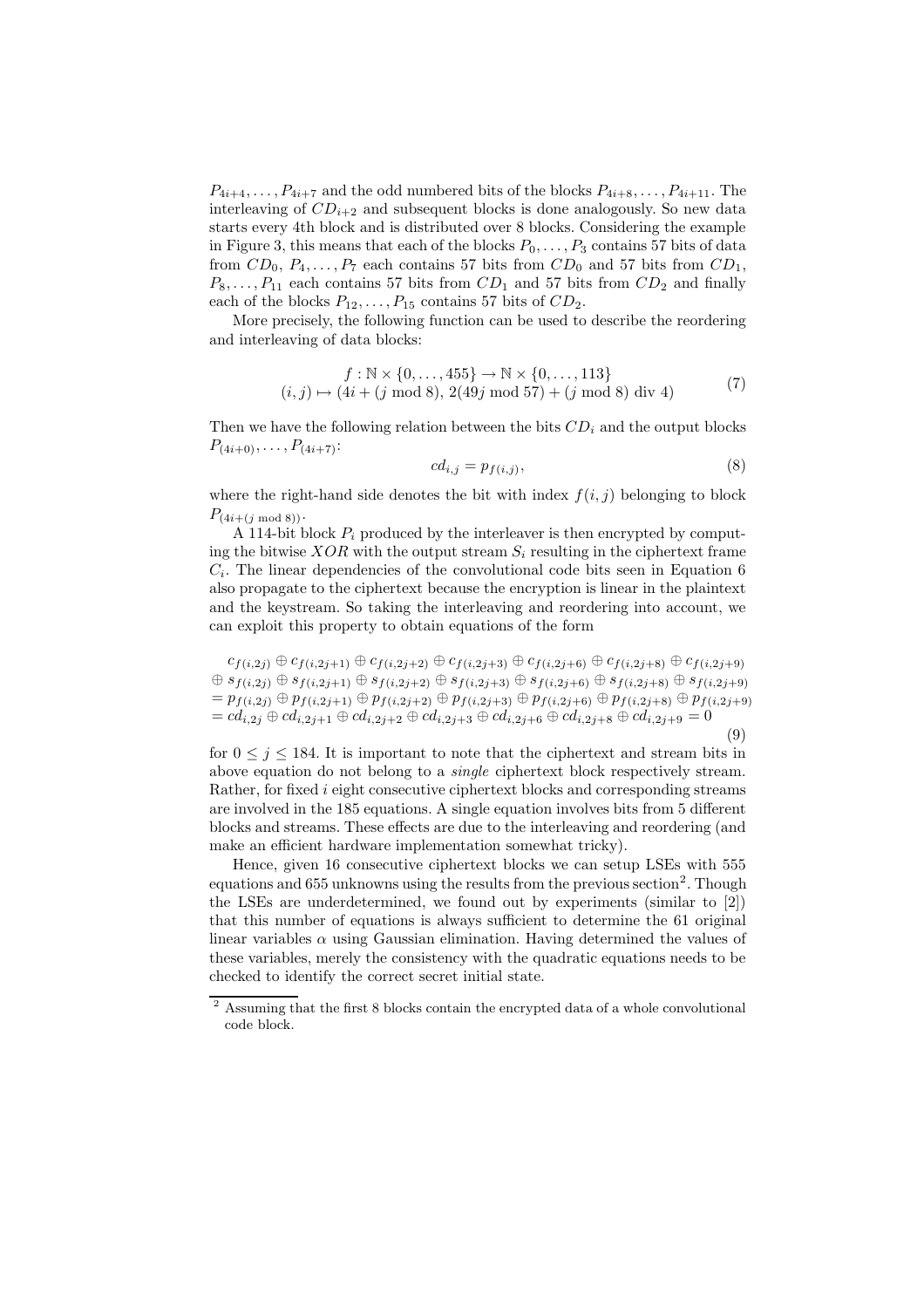$P_{4i+4}, \ldots, P_{4i+7}$ and the odd numbered bits of the blocks $P_{4i+8}, \ldots, P_{4i+11}$. The interleaving of $CD_{i+2}$ and subsequent blocks is done analogously. So new data starts every 4th block and is distributed over 8 blocks. Considering the example in Figure 3, this means that each of the blocks $P_0, \ldots, P_3$ contains 57 bits of data from $CD_0$, $P_4, \ldots, P_7$ each contains 57 bits from $CD_0$ and 57 bits from $CD_1$, $P_8, \ldots, P_{11}$ each contains 57 bits from $CD_1$ and 57 bits from $CD_2$ and finally each of the blocks $P_{12}, \ldots, P_{15}$ contains 57 bits of $CD_2$.

More precisely, the following function can be used to describe the reordering and interleaving of data blocks:

$$
\begin{aligned}
f : \mathbb{N} \times \{0, \ldots, 455\} &\rightarrow \mathbb{N} \times \{0, \ldots, 113\} \\
(i, j) &\mapsto (4i + (j \bmod 8),\ 2(49j \bmod 57) + (j \bmod 8) \operatorname{div} 4)
\end{aligned}
\tag{7}
$$

Then we have the following relation between the bits $CD_i$ and the output blocks $P_{(4i+0)}, \ldots, P_{(4i+7)}$:

$$
cd_{i,j} = p_{f(i,j)}, \tag{8}
$$

where the right-hand side denotes the bit with index $f(i, j)$ belonging to block $P_{(4i+(j \bmod 8))}$.

A 114-bit block $P_i$ produced by the interleaver is then encrypted by computing the bitwise $XOR$ with the output stream $S_i$ resulting in the ciphertext frame $C_i$. The linear dependencies of the convolutional code bits seen in Equation 6 also propagate to the ciphertext because the encryption is linear in the plaintext and the keystream. So taking the interleaving and reordering into account, we can exploit this property to obtain equations of the form

$$
\begin{aligned}
&c_{f(i,2j)} \oplus c_{f(i,2j+1)} \oplus c_{f(i,2j+2)} \oplus c_{f(i,2j+3)} \oplus c_{f(i,2j+6)} \oplus c_{f(i,2j+8)} \oplus c_{f(i,2j+9)} \\
&\oplus s_{f(i,2j)} \oplus s_{f(i,2j+1)} \oplus s_{f(i,2j+2)} \oplus s_{f(i,2j+3)} \oplus s_{f(i,2j+6)} \oplus s_{f(i,2j+8)} \oplus s_{f(i,2j+9)} \\
&= p_{f(i,2j)} \oplus p_{f(i,2j+1)} \oplus p_{f(i,2j+2)} \oplus p_{f(i,2j+3)} \oplus p_{f(i,2j+6)} \oplus p_{f(i,2j+8)} \oplus p_{f(i,2j+9)} \\
&= cd_{i,2j} \oplus cd_{i,2j+1} \oplus cd_{i,2j+2} \oplus cd_{i,2j+3} \oplus cd_{i,2j+6} \oplus cd_{i,2j+8} \oplus cd_{i,2j+9} = 0
\end{aligned}
\tag{9}
$$

for $0 \leq j \leq 184$. It is important to note that the ciphertext and stream bits in above equation do not belong to a *single* ciphertext block respectively stream. Rather, for fixed $i$ eight consecutive ciphertext blocks and corresponding streams are involved in the 185 equations. A single equation involves bits from 5 different blocks and streams. These effects are due to the interleaving and reordering (and make an efficient hardware implementation somewhat tricky).

Hence, given 16 consecutive ciphertext blocks we can setup LSEs with 555 equations and 655 unknowns using the results from the previous section[2]. Though the LSEs are underdetermined, we found out by experiments (similar to [2]) that this number of equations is always sufficient to determine the 61 original linear variables $\alpha$ using Gaussian elimination. Having determined the values of these variables, merely the consistency with the quadratic equations needs to be checked to identify the correct secret initial state.

---

[2] Assuming that the first 8 blocks contain the encrypted data of a whole convolutional code block.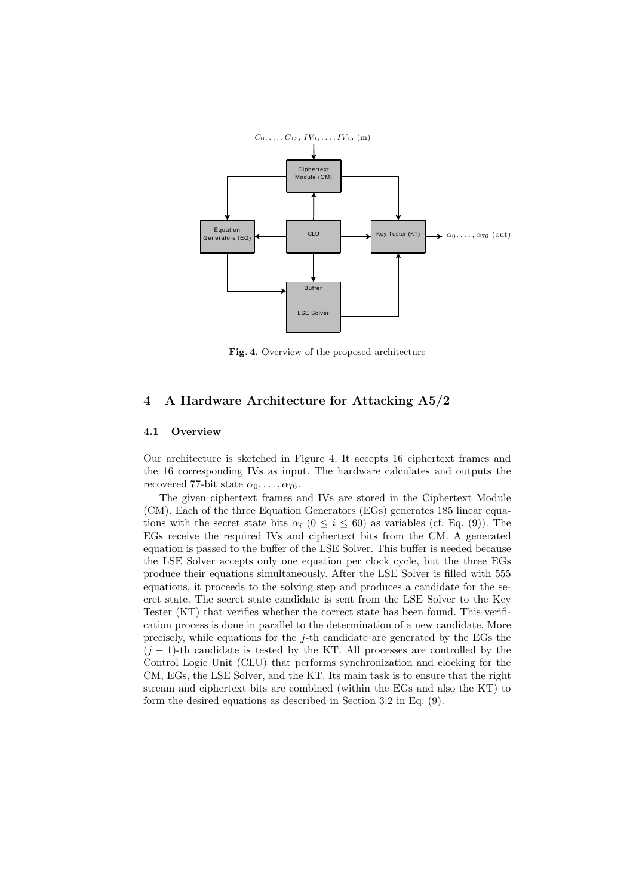Fig. 4. Overview of the proposed architecture

## 4 A Hardware Architecture for Attacking A5/2

### 4.1 Overview

Our architecture is sketched in Figure 4. It accepts 16 ciphertext frames and the 16 corresponding IVs as input. The hardware calculates and outputs the recovered 77-bit state $\alpha_0, \ldots, \alpha_{76}$.

The given ciphertext frames and IVs are stored in the Ciphertext Module (CM). Each of the three Equation Generators (EGs) generates 185 linear equations with the secret state bits $\alpha_i$ ($0 \leq i \leq 60$) as variables (cf. Eq. (9)). The EGs receive the required IVs and ciphertext bits from the CM. A generated equation is passed to the buffer of the LSE Solver. This buffer is needed because the LSE Solver accepts only one equation per clock cycle, but the three EGs produce their equations simultaneously. After the LSE Solver is filled with 555 equations, it proceeds to the solving step and produces a candidate for the secret state. The secret state candidate is sent from the LSE Solver to the Key Tester (KT) that verifies whether the correct state has been found. This verification process is done in parallel to the determination of a new candidate. More precisely, while equations for the $j$-th candidate are generated by the EGs the $(j-1)$-th candidate is tested by the KT. All processes are controlled by the Control Logic Unit (CLU) that performs synchronization and clocking for the CM, EGs, the LSE Solver, and the KT. Its main task is to ensure that the right stream and ciphertext bits are combined (within the EGs and also the KT) to form the desired equations as described in Section 3.2 in Eq. (9).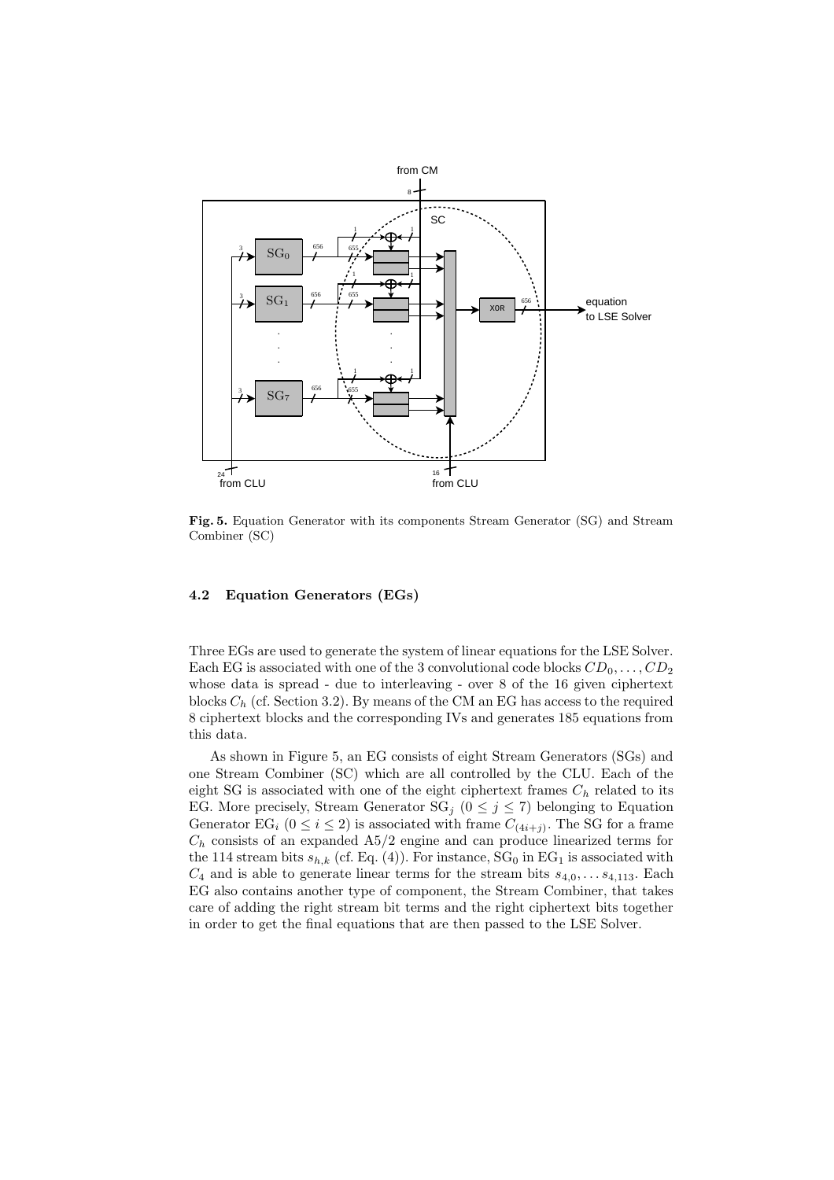**Fig. 5.** Equation Generator with its components Stream Generator (SG) and Stream Combiner (SC)

### 4.2 Equation Generators (EGs)

Three EGs are used to generate the system of linear equations for the LSE Solver. Each EG is associated with one of the 3 convolutional code blocks $CD_0, \ldots, CD_2$ whose data is spread - due to interleaving - over 8 of the 16 given ciphertext blocks $C_h$ (cf. Section 3.2). By means of the CM an EG has access to the required 8 ciphertext blocks and the corresponding IVs and generates 185 equations from this data.

As shown in Figure 5, an EG consists of eight Stream Generators (SGs) and one Stream Combiner (SC) which are all controlled by the CLU. Each of the eight SG is associated with one of the eight ciphertext frames $C_h$ related to its EG. More precisely, Stream Generator $\mathrm{SG}_j$ $(0 \leq j \leq 7)$ belonging to Equation Generator $\mathrm{EG}_i$ $(0 \leq i \leq 2)$ is associated with frame $C_{(4i+j)}$. The SG for a frame $C_h$ consists of an expanded A5/2 engine and can produce linearized terms for the 114 stream bits $s_{h,k}$ (cf. Eq. (4)). For instance, $\mathrm{SG}_0$ in $\mathrm{EG}_1$ is associated with $C_4$ and is able to generate linear terms for the stream bits $s_{4,0}, \ldots s_{4,113}$. Each EG also contains another type of component, the Stream Combiner, that takes care of adding the right stream bit terms and the right ciphertext bits together in order to get the final equations that are then passed to the LSE Solver.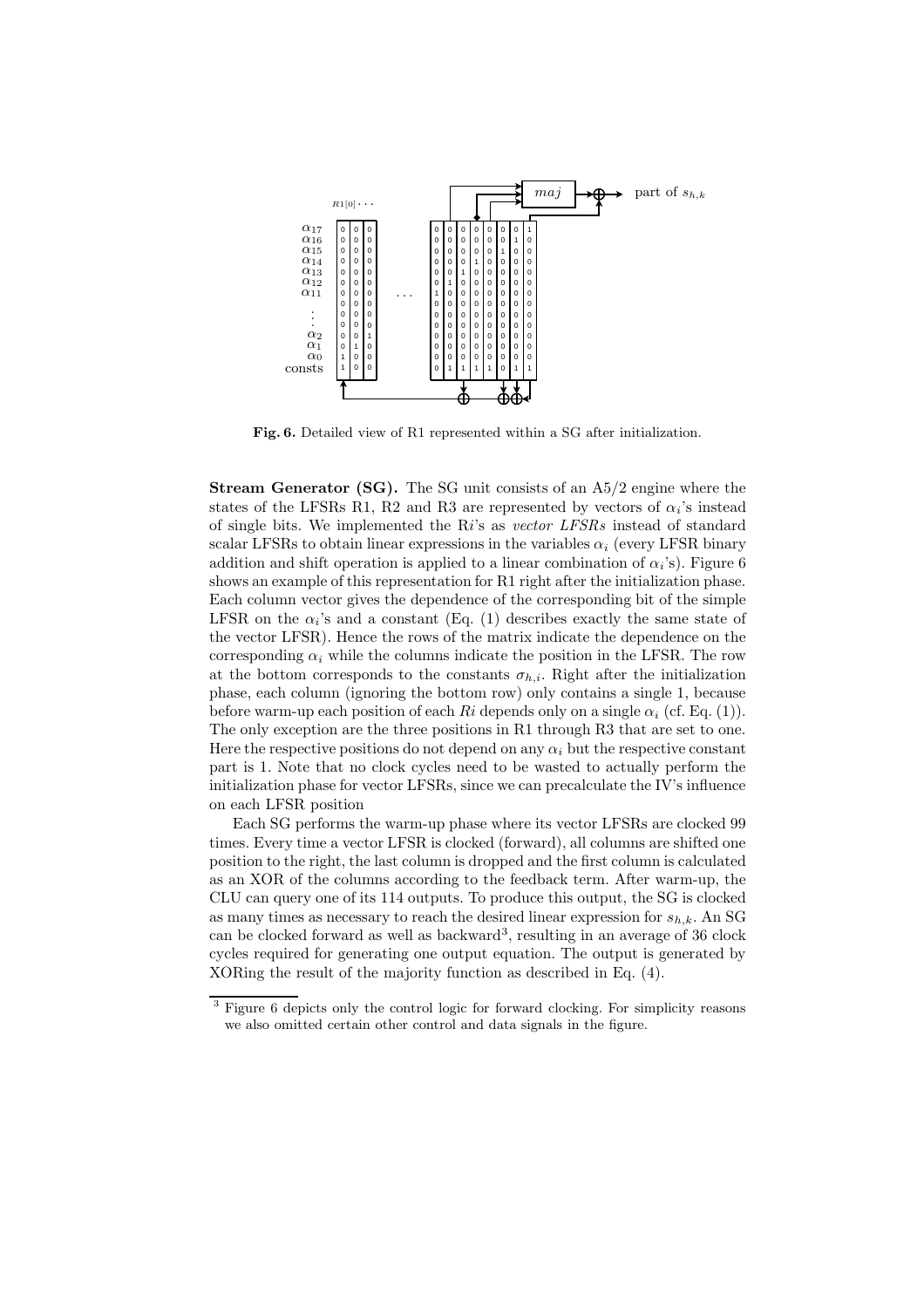**Fig. 6.** Detailed view of R1 represented within a SG after initialization.

**Stream Generator (SG).** The SG unit consists of an A5/2 engine where the states of the LFSRs R1, R2 and R3 are represented by vectors of $\alpha_i$'s instead of single bits. We implemented the R$i$'s as *vector LFSRs* instead of standard scalar LFSRs to obtain linear expressions in the variables $\alpha_i$ (every LFSR binary addition and shift operation is applied to a linear combination of $\alpha_i$'s). Figure 6 shows an example of this representation for R1 right after the initialization phase. Each column vector gives the dependence of the corresponding bit of the simple LFSR on the $\alpha_i$'s and a constant (Eq. (1) describes exactly the same state of the vector LFSR). Hence the rows of the matrix indicate the dependence on the corresponding $\alpha_i$ while the columns indicate the position in the LFSR. The row at the bottom corresponds to the constants $\sigma_{h,i}$. Right after the initialization phase, each column (ignoring the bottom row) only contains a single 1, because before warm-up each position of each $Ri$ depends only on a single $\alpha_i$ (cf. Eq. (1)). The only exception are the three positions in R1 through R3 that are set to one. Here the respective positions do not depend on any $\alpha_i$ but the respective constant part is 1. Note that no clock cycles need to be wasted to actually perform the initialization phase for vector LFSRs, since we can precalculate the IV's influence on each LFSR position

Each SG performs the warm-up phase where its vector LFSRs are clocked 99 times. Every time a vector LFSR is clocked (forward), all columns are shifted one position to the right, the last column is dropped and the first column is calculated as an XOR of the columns according to the feedback term. After warm-up, the CLU can query one of its 114 outputs. To produce this output, the SG is clocked as many times as necessary to reach the desired linear expression for $s_{h,k}$. An SG can be clocked forward as well as backward[3], resulting in an average of 36 clock cycles required for generating one output equation. The output is generated by XORing the result of the majority function as described in Eq. (4).

[3] Figure 6 depicts only the control logic for forward clocking. For simplicity reasons we also omitted certain other control and data signals in the figure.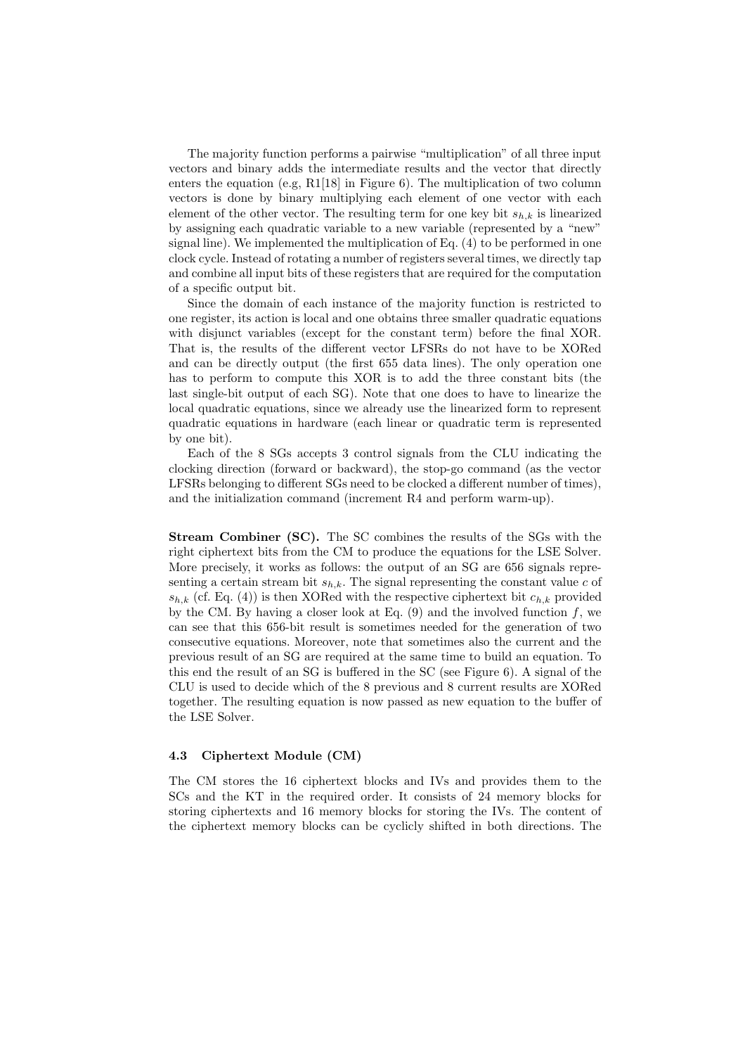The majority function performs a pairwise "multiplication" of all three input vectors and binary adds the intermediate results and the vector that directly enters the equation (e.g, R1[18] in Figure 6). The multiplication of two column vectors is done by binary multiplying each element of one vector with each element of the other vector. The resulting term for one key bit $s_{h,k}$ is linearized by assigning each quadratic variable to a new variable (represented by a "new" signal line). We implemented the multiplication of Eq. (4) to be performed in one clock cycle. Instead of rotating a number of registers several times, we directly tap and combine all input bits of these registers that are required for the computation of a specific output bit.

Since the domain of each instance of the majority function is restricted to one register, its action is local and one obtains three smaller quadratic equations with disjunct variables (except for the constant term) before the final XOR. That is, the results of the different vector LFSRs do not have to be XORed and can be directly output (the first 655 data lines). The only operation one has to perform to compute this XOR is to add the three constant bits (the last single-bit output of each SG). Note that one does to have to linearize the local quadratic equations, since we already use the linearized form to represent quadratic equations in hardware (each linear or quadratic term is represented by one bit).

Each of the 8 SGs accepts 3 control signals from the CLU indicating the clocking direction (forward or backward), the stop-go command (as the vector LFSRs belonging to different SGs need to be clocked a different number of times), and the initialization command (increment R4 and perform warm-up).

**Stream Combiner (SC).** The SC combines the results of the SGs with the right ciphertext bits from the CM to produce the equations for the LSE Solver. More precisely, it works as follows: the output of an SG are 656 signals representing a certain stream bit $s_{h,k}$. The signal representing the constant value $c$ of $s_{h,k}$ (cf. Eq. (4)) is then XORed with the respective ciphertext bit $c_{h,k}$ provided by the CM. By having a closer look at Eq. (9) and the involved function $f$, we can see that this 656-bit result is sometimes needed for the generation of two consecutive equations. Moreover, note that sometimes also the current and the previous result of an SG are required at the same time to build an equation. To this end the result of an SG is buffered in the SC (see Figure 6). A signal of the CLU is used to decide which of the 8 previous and 8 current results are XORed together. The resulting equation is now passed as new equation to the buffer of the LSE Solver.

### 4.3 Ciphertext Module (CM)

The CM stores the 16 ciphertext blocks and IVs and provides them to the SCs and the KT in the required order. It consists of 24 memory blocks for storing ciphertexts and 16 memory blocks for storing the IVs. The content of the ciphertext memory blocks can be cyclicly shifted in both directions. The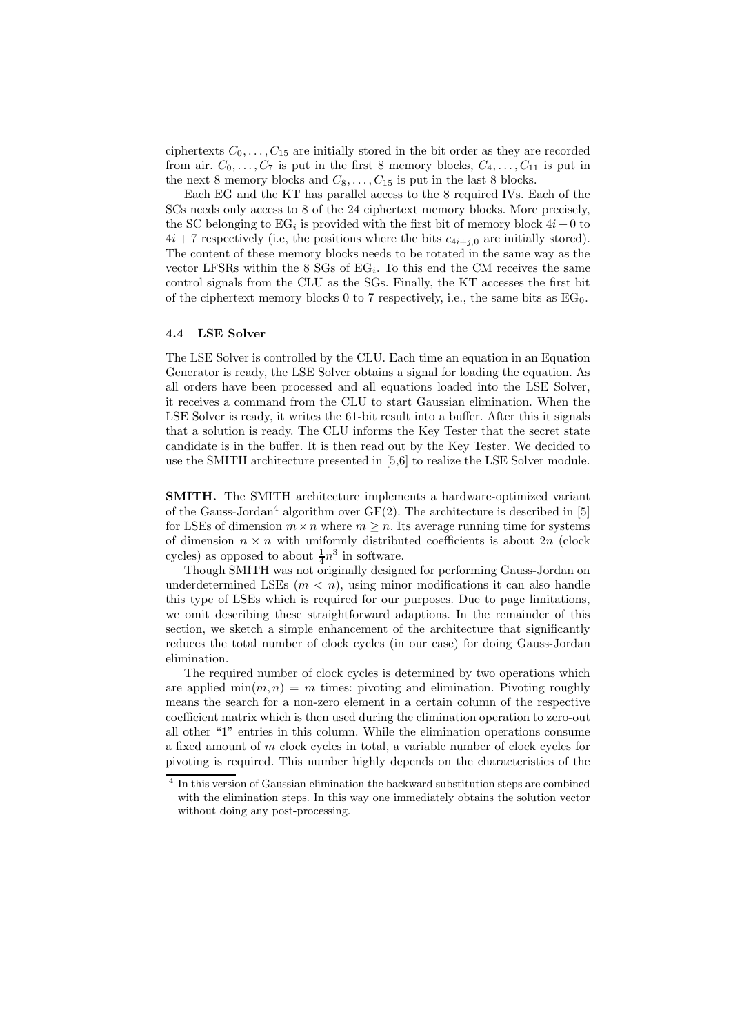ciphertexts $C_0, \ldots, C_{15}$ are initially stored in the bit order as they are recorded from air. $C_0, \ldots, C_7$ is put in the first 8 memory blocks, $C_4, \ldots, C_{11}$ is put in the next 8 memory blocks and $C_8, \ldots, C_{15}$ is put in the last 8 blocks.

Each EG and the KT has parallel access to the 8 required IVs. Each of the SCs needs only access to 8 of the 24 ciphertext memory blocks. More precisely, the SC belonging to $\text{EG}_i$ is provided with the first bit of memory block $4i+0$ to $4i+7$ respectively (i.e, the positions where the bits $c_{4i+j,0}$ are initially stored). The content of these memory blocks needs to be rotated in the same way as the vector LFSRs within the 8 SGs of $\text{EG}_i$. To this end the CM receives the same control signals from the CLU as the SGs. Finally, the KT accesses the first bit of the ciphertext memory blocks 0 to 7 respectively, i.e., the same bits as $\text{EG}_0$.

### 4.4 LSE Solver

The LSE Solver is controlled by the CLU. Each time an equation in an Equation Generator is ready, the LSE Solver obtains a signal for loading the equation. As all orders have been processed and all equations loaded into the LSE Solver, it receives a command from the CLU to start Gaussian elimination. When the LSE Solver is ready, it writes the 61-bit result into a buffer. After this it signals that a solution is ready. The CLU informs the Key Tester that the secret state candidate is in the buffer. It is then read out by the Key Tester. We decided to use the SMITH architecture presented in [5,6] to realize the LSE Solver module.

**SMITH.** The SMITH architecture implements a hardware-optimized variant of the Gauss-Jordan[4] algorithm over GF(2). The architecture is described in [5] for LSEs of dimension $m \times n$ where $m \geq n$. Its average running time for systems of dimension $n \times n$ with uniformly distributed coefficients is about $2n$ (clock cycles) as opposed to about $\frac{1}{4}n^3$ in software.

Though SMITH was not originally designed for performing Gauss-Jordan on underdetermined LSEs ($m < n$), using minor modifications it can also handle this type of LSEs which is required for our purposes. Due to page limitations, we omit describing these straightforward adaptions. In the remainder of this section, we sketch a simple enhancement of the architecture that significantly reduces the total number of clock cycles (in our case) for doing Gauss-Jordan elimination.

The required number of clock cycles is determined by two operations which are applied $\min(m, n) = m$ times: pivoting and elimination. Pivoting roughly means the search for a non-zero element in a certain column of the respective coefficient matrix which is then used during the elimination operation to zero-out all other "1" entries in this column. While the elimination operations consume a fixed amount of $m$ clock cycles in total, a variable number of clock cycles for pivoting is required. This number highly depends on the characteristics of the

[4] In this version of Gaussian elimination the backward substitution steps are combined with the elimination steps. In this way one immediately obtains the solution vector without doing any post-processing.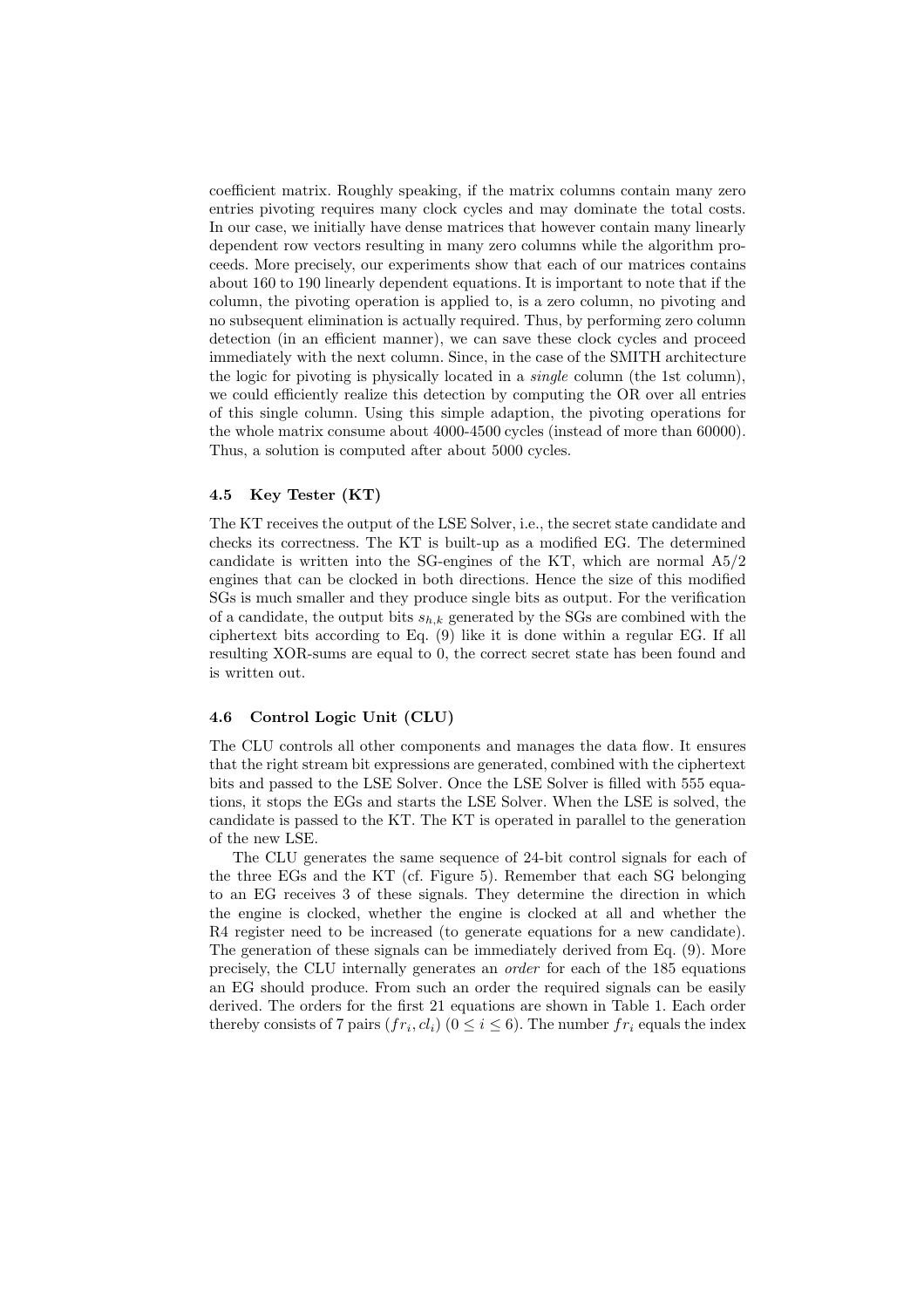coefficient matrix. Roughly speaking, if the matrix columns contain many zero entries pivoting requires many clock cycles and may dominate the total costs. In our case, we initially have dense matrices that however contain many linearly dependent row vectors resulting in many zero columns while the algorithm proceeds. More precisely, our experiments show that each of our matrices contains about 160 to 190 linearly dependent equations. It is important to note that if the column, the pivoting operation is applied to, is a zero column, no pivoting and no subsequent elimination is actually required. Thus, by performing zero column detection (in an efficient manner), we can save these clock cycles and proceed immediately with the next column. Since, in the case of the SMITH architecture the logic for pivoting is physically located in a *single* column (the 1st column), we could efficiently realize this detection by computing the OR over all entries of this single column. Using this simple adaption, the pivoting operations for the whole matrix consume about 4000-4500 cycles (instead of more than 60000). Thus, a solution is computed after about 5000 cycles.

### 4.5 Key Tester (KT)

The KT receives the output of the LSE Solver, i.e., the secret state candidate and checks its correctness. The KT is built-up as a modified EG. The determined candidate is written into the SG-engines of the KT, which are normal A5/2 engines that can be clocked in both directions. Hence the size of this modified SGs is much smaller and they produce single bits as output. For the verification of a candidate, the output bits $s_{h,k}$ generated by the SGs are combined with the ciphertext bits according to Eq. (9) like it is done within a regular EG. If all resulting XOR-sums are equal to 0, the correct secret state has been found and is written out.

### 4.6 Control Logic Unit (CLU)

The CLU controls all other components and manages the data flow. It ensures that the right stream bit expressions are generated, combined with the ciphertext bits and passed to the LSE Solver. Once the LSE Solver is filled with 555 equations, it stops the EGs and starts the LSE Solver. When the LSE is solved, the candidate is passed to the KT. The KT is operated in parallel to the generation of the new LSE.

The CLU generates the same sequence of 24-bit control signals for each of the three EGs and the KT (cf. Figure 5). Remember that each SG belonging to an EG receives 3 of these signals. They determine the direction in which the engine is clocked, whether the engine is clocked at all and whether the R4 register need to be increased (to generate equations for a new candidate). The generation of these signals can be immediately derived from Eq. (9). More precisely, the CLU internally generates an *order* for each of the 185 equations an EG should produce. From such an order the required signals can be easily derived. The orders for the first 21 equations are shown in Table 1. Each order thereby consists of 7 pairs $(fr_i, cl_i)$ $(0 \leq i \leq 6)$. The number $fr_i$ equals the index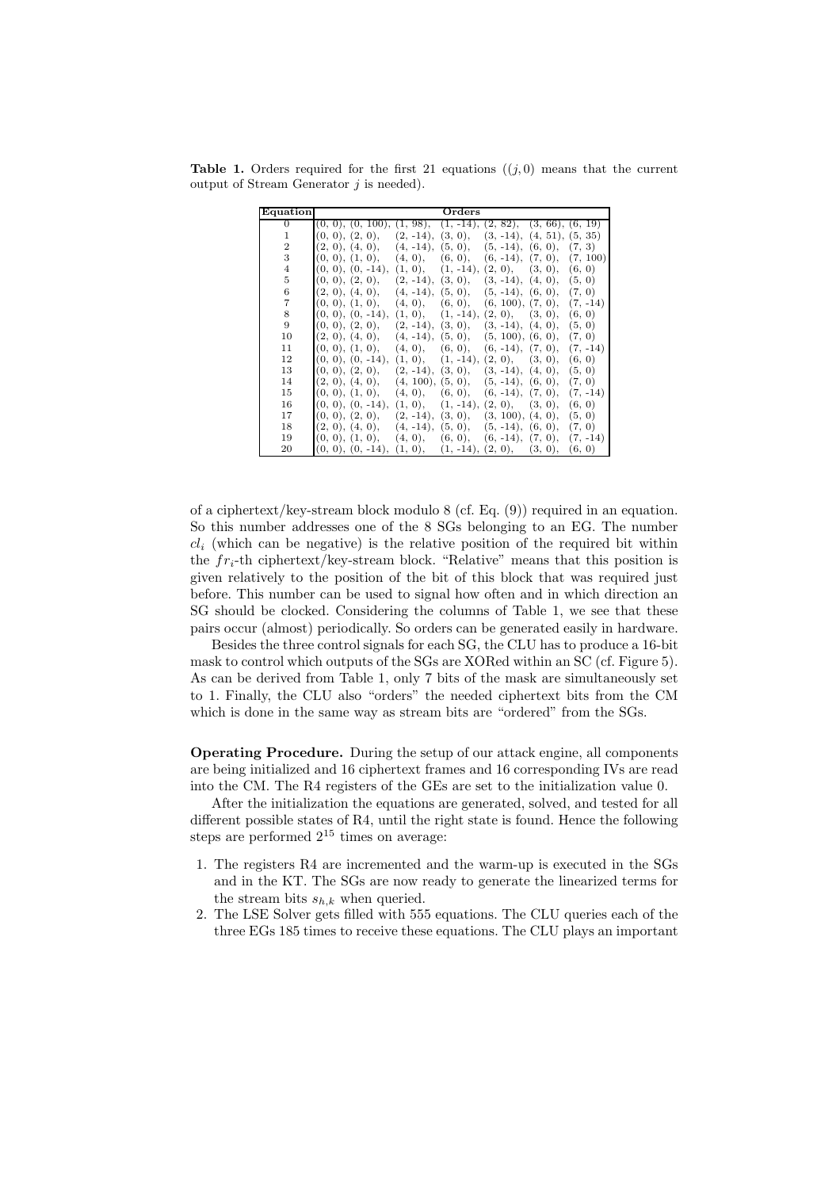**Table 1.** Orders required for the first 21 equations ($(j, 0)$ means that the current output of Stream Generator $j$ is needed).

| Equation | Orders | | | | | | |
|---|---|---|---|---|---|---|---|
| 0 | (0, 0), | (0, 100), | (1, 98), | (1, -14), | (2, 82), | (3, 66), | (6, 19) |
| 1 | (0, 0), | (2, 0), | (2, -14), | (3, 0), | (3, -14), | (4, 51), | (5, 35) |
| 2 | (2, 0), | (4, 0), | (4, -14), | (5, 0), | (5, -14), | (6, 0), | (7, 3) |
| 3 | (0, 0), | (1, 0), | (4, 0), | (6, 0), | (6, -14), | (7, 0), | (7, 100) |
| 4 | (0, 0), | (0, -14), | (1, 0), | (1, -14), | (2, 0), | (3, 0), | (6, 0) |
| 5 | (0, 0), | (2, 0), | (2, -14), | (3, 0), | (3, -14), | (4, 0), | (5, 0) |
| 6 | (2, 0), | (4, 0), | (4, -14), | (5, 0), | (5, -14), | (6, 0), | (7, 0) |
| 7 | (0, 0), | (1, 0), | (4, 0), | (6, 0), | (6, 100), | (7, 0), | (7, -14) |
| 8 | (0, 0), | (0, -14), | (1, 0), | (1, -14), | (2, 0), | (3, 0), | (6, 0) |
| 9 | (0, 0), | (2, 0), | (2, -14), | (3, 0), | (3, -14), | (4, 0), | (5, 0) |
| 10 | (2, 0), | (4, 0), | (4, -14), | (5, 0), | (5, 100), | (6, 0), | (7, 0) |
| 11 | (0, 0), | (1, 0), | (4, 0), | (6, 0), | (6, -14), | (7, 0), | (7, -14) |
| 12 | (0, 0), | (0, -14), | (1, 0), | (1, -14), | (2, 0), | (3, 0), | (6, 0) |
| 13 | (0, 0), | (2, 0), | (2, -14), | (3, 0), | (3, -14), | (4, 0), | (5, 0) |
| 14 | (2, 0), | (4, 0), | (4, 100), | (5, 0), | (5, -14), | (6, 0), | (7, 0) |
| 15 | (0, 0), | (1, 0), | (4, 0), | (6, 0), | (6, -14), | (7, 0), | (7, -14) |
| 16 | (0, 0), | (0, -14), | (1, 0), | (1, -14), | (2, 0), | (3, 0), | (6, 0) |
| 17 | (0, 0), | (2, 0), | (2, -14), | (3, 0), | (3, 100), | (4, 0), | (5, 0) |
| 18 | (2, 0), | (4, 0), | (4, -14), | (5, 0), | (5, -14), | (6, 0), | (7, 0) |
| 19 | (0, 0), | (1, 0), | (4, 0), | (6, 0), | (6, -14), | (7, 0), | (7, -14) |
| 20 | (0, 0), | (0, -14), | (1, 0), | (1, -14), | (2, 0), | (3, 0), | (6, 0) |

of a ciphertext/key-stream block modulo 8 (cf. Eq. (9)) required in an equation. So this number addresses one of the 8 SGs belonging to an EG. The number $cl_i$ (which can be negative) is the relative position of the required bit within the $fr_i$-th ciphertext/key-stream block. "Relative" means that this position is given relatively to the position of the bit of this block that was required just before. This number can be used to signal how often and in which direction an SG should be clocked. Considering the columns of Table 1, we see that these pairs occur (almost) periodically. So orders can be generated easily in hardware.

Besides the three control signals for each SG, the CLU has to produce a 16-bit mask to control which outputs of the SGs are XORed within an SC (cf. Figure 5). As can be derived from Table 1, only 7 bits of the mask are simultaneously set to 1. Finally, the CLU also "orders" the needed ciphertext bits from the CM which is done in the same way as stream bits are "ordered" from the SGs.

**Operating Procedure.** During the setup of our attack engine, all components are being initialized and 16 ciphertext frames and 16 corresponding IVs are read into the CM. The R4 registers of the GEs are set to the initialization value 0.

After the initialization the equations are generated, solved, and tested for all different possible states of R4, until the right state is found. Hence the following steps are performed $2^{15}$ times on average:

1. The registers R4 are incremented and the warm-up is executed in the SGs and in the KT. The SGs are now ready to generate the linearized terms for the stream bits $s_{h,k}$ when queried.
2. The LSE Solver gets filled with 555 equations. The CLU queries each of the three EGs 185 times to receive these equations. The CLU plays an important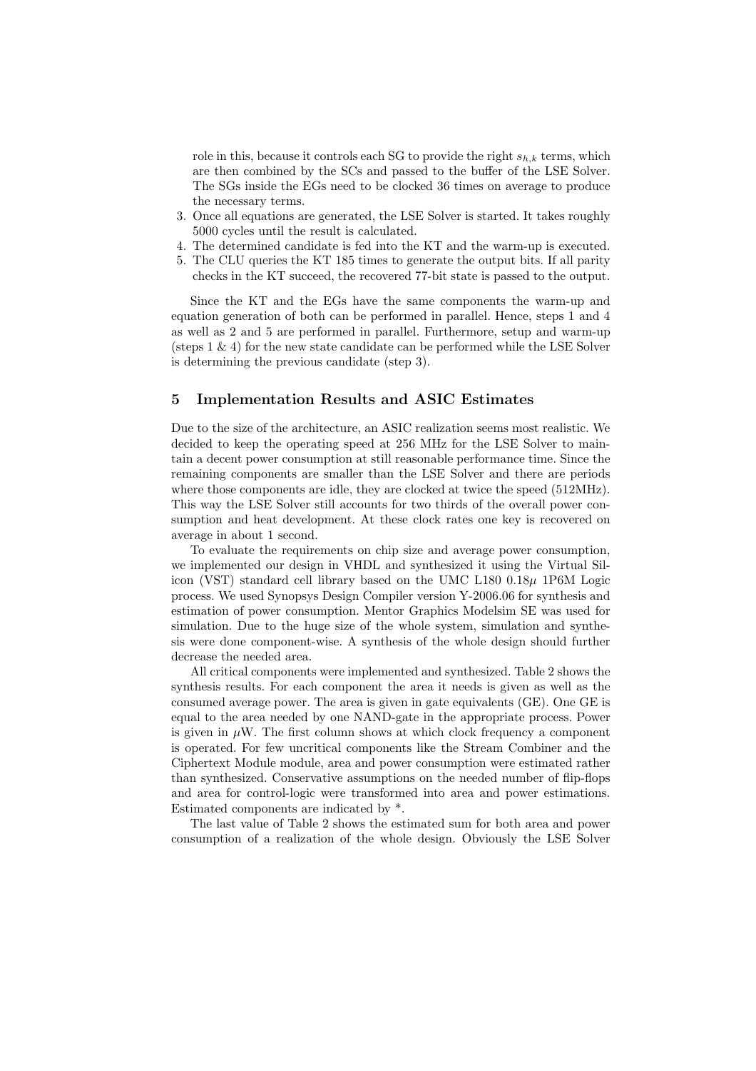role in this, because it controls each SG to provide the right $s_{h,k}$ terms, which are then combined by the SCs and passed to the buffer of the LSE Solver. The SGs inside the EGs need to be clocked 36 times on average to produce the necessary terms.

3. Once all equations are generated, the LSE Solver is started. It takes roughly 5000 cycles until the result is calculated.
4. The determined candidate is fed into the KT and the warm-up is executed.
5. The CLU queries the KT 185 times to generate the output bits. If all parity checks in the KT succeed, the recovered 77-bit state is passed to the output.

Since the KT and the EGs have the same components the warm-up and equation generation of both can be performed in parallel. Hence, steps 1 and 4 as well as 2 and 5 are performed in parallel. Furthermore, setup and warm-up (steps 1 & 4) for the new state candidate can be performed while the LSE Solver is determining the previous candidate (step 3).

## 5 Implementation Results and ASIC Estimates

Due to the size of the architecture, an ASIC realization seems most realistic. We decided to keep the operating speed at 256 MHz for the LSE Solver to maintain a decent power consumption at still reasonable performance time. Since the remaining components are smaller than the LSE Solver and there are periods where those components are idle, they are clocked at twice the speed (512MHz). This way the LSE Solver still accounts for two thirds of the overall power consumption and heat development. At these clock rates one key is recovered on average in about 1 second.

To evaluate the requirements on chip size and average power consumption, we implemented our design in VHDL and synthesized it using the Virtual Silicon (VST) standard cell library based on the UMC L180 $0.18\mu$ 1P6M Logic process. We used Synopsys Design Compiler version Y-2006.06 for synthesis and estimation of power consumption. Mentor Graphics Modelsim SE was used for simulation. Due to the huge size of the whole system, simulation and synthesis were done component-wise. A synthesis of the whole design should further decrease the needed area.

All critical components were implemented and synthesized. Table 2 shows the synthesis results. For each component the area it needs is given as well as the consumed average power. The area is given in gate equivalents (GE). One GE is equal to the area needed by one NAND-gate in the appropriate process. Power is given in $\mu$W. The first column shows at which clock frequency a component is operated. For few uncritical components like the Stream Combiner and the Ciphertext Module module, area and power consumption were estimated rather than synthesized. Conservative assumptions on the needed number of flip-flops and area for control-logic were transformed into area and power estimations. Estimated components are indicated by *.

The last value of Table 2 shows the estimated sum for both area and power consumption of a realization of the whole design. Obviously the LSE Solver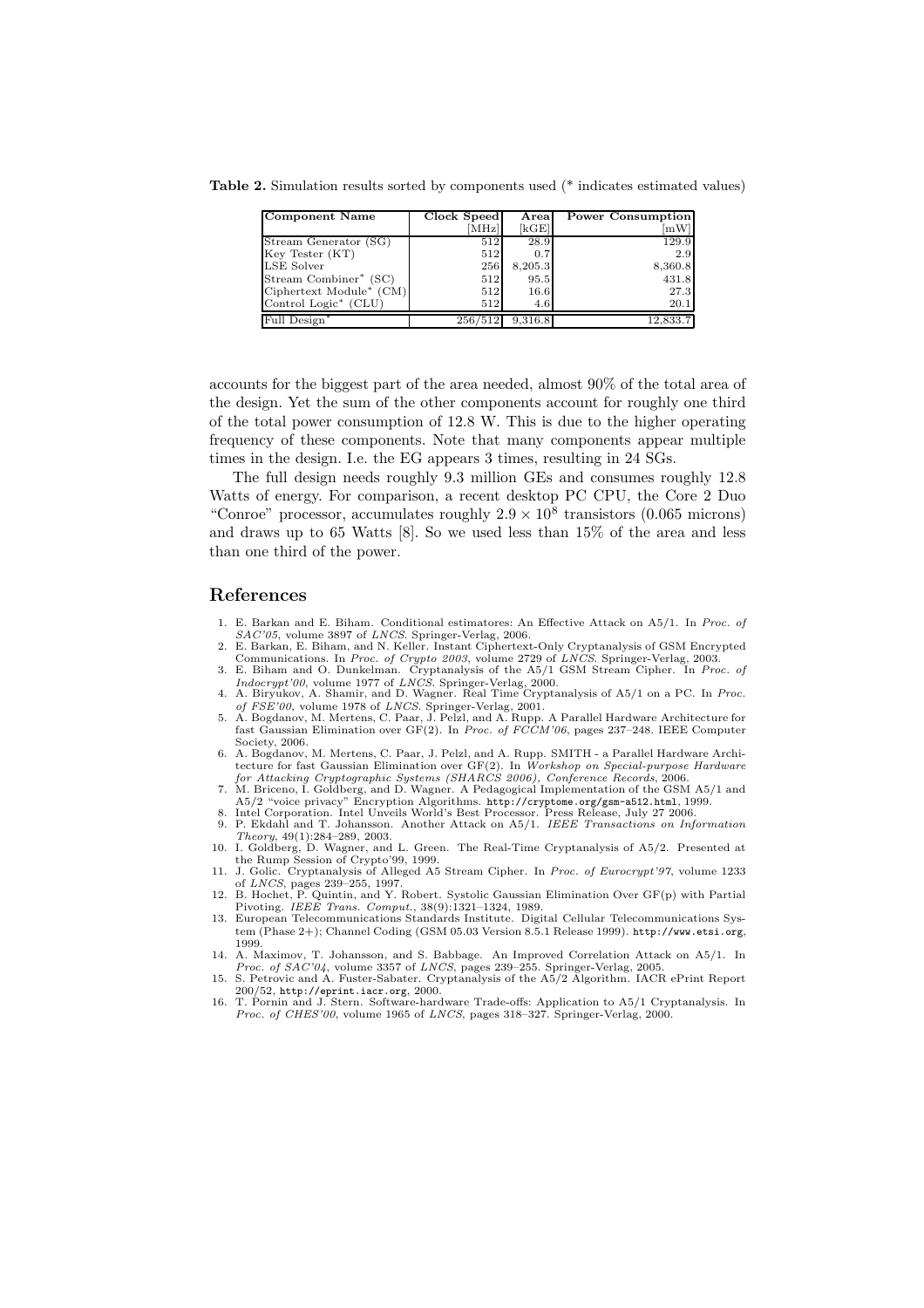**Table 2.** Simulation results sorted by components used (* indicates estimated values)

| Component Name | Clock Speed [MHz] | Area [kGE] | Power Consumption [mW] |
|---|---|---|---|
| Stream Generator (SG) | 512 | 28.9 | 129.9 |
| Key Tester (KT) | 512 | 0.7 | 2.9 |
| LSE Solver | 256 | 8,205.3 | 8,360.8 |
| Stream Combiner* (SC) | 512 | 95.5 | 431.8 |
| Ciphertext Module* (CM) | 512 | 16.6 | 27.3 |
| Control Logic* (CLU) | 512 | 4.6 | 20.1 |
| Full Design* | 256/512 | 9,316.8 | 12,833.7 |

accounts for the biggest part of the area needed, almost 90% of the total area of the design. Yet the sum of the other components account for roughly one third of the total power consumption of 12.8 W. This is due to the higher operating frequency of these components. Note that many components appear multiple times in the design. I.e. the EG appears 3 times, resulting in 24 SGs.

The full design needs roughly 9.3 million GEs and consumes roughly 12.8 Watts of energy. For comparison, a recent desktop PC CPU, the Core 2 Duo "Conroe" processor, accumulates roughly $2.9 \times 10^8$ transistors (0.065 microns) and draws up to 65 Watts [8]. So we used less than 15% of the area and less than one third of the power.

## References

1. E. Barkan and E. Biham. Conditional estimatores: An Effective Attack on A5/1. In *Proc. of SAC'05*, volume 3897 of *LNCS*. Springer-Verlag, 2006.
2. E. Barkan, E. Biham, and N. Keller. Instant Ciphertext-Only Cryptanalysis of GSM Encrypted Communications. In *Proc. of Crypto 2003*, volume 2729 of *LNCS*. Springer-Verlag, 2003.
3. E. Biham and O. Dunkelman. Cryptanalysis of the A5/1 GSM Stream Cipher. In *Proc. of Indocrypt'00*, volume 1977 of *LNCS*. Springer-Verlag, 2000.
4. A. Biryukov, A. Shamir, and D. Wagner. Real Time Cryptanalysis of A5/1 on a PC. In *Proc. of FSE'00*, volume 1978 of *LNCS*. Springer-Verlag, 2001.
5. A. Bogdanov, M. Mertens, C. Paar, J. Pelzl, and A. Rupp. A Parallel Hardware Architecture for fast Gaussian Elimination over GF(2). In *Proc. of FCCM'06*, pages 237–248. IEEE Computer Society, 2006.
6. A. Bogdanov, M. Mertens, C. Paar, J. Pelzl, and A. Rupp. SMITH - a Parallel Hardware Architecture for fast Gaussian Elimination over GF(2). In *Workshop on Special-purpose Hardware for Attacking Cryptographic Systems (SHARCS 2006), Conference Records*, 2006.
7. M. Briceno, I. Goldberg, and D. Wagner. A Pedagogical Implementation of the GSM A5/1 and A5/2 "voice privacy" Encryption Algorithms. `http://cryptome.org/gsm-a512.html`, 1999.
8. Intel Corporation. Intel Unveils World's Best Processor. Press Release, July 27 2006.
9. P. Ekdahl and T. Johansson. Another Attack on A5/1. *IEEE Transactions on Information Theory*, 49(1):284–289, 2003.
10. I. Goldberg, D. Wagner, and L. Green. The Real-Time Cryptanalysis of A5/2. Presented at the Rump Session of Crypto'99, 1999.
11. J. Golic. Cryptanalysis of Alleged A5 Stream Cipher. In *Proc. of Eurocrypt'97*, volume 1233 of *LNCS*, pages 239–255, 1997.
12. B. Hochet, P. Quintin, and Y. Robert. Systolic Gaussian Elimination Over GF(p) with Partial Pivoting. *IEEE Trans. Comput.*, 38(9):1321–1324, 1989.
13. European Telecommunications Standards Institute. Digital Cellular Telecommunications System (Phase 2+); Channel Coding (GSM 05.03 Version 8.5.1 Release 1999). `http://www.etsi.org`, 1999.
14. A. Maximov, T. Johansson, and S. Babbage. An Improved Correlation Attack on A5/1. In *Proc. of SAC'04*, volume 3357 of *LNCS*, pages 239–255. Springer-Verlag, 2005.
15. S. Petrovic and A. Fuster-Sabater. Cryptanalysis of the A5/2 Algorithm. IACR ePrint Report 200/52, `http://eprint.iacr.org`, 2000.
16. T. Pornin and J. Stern. Software-hardware Trade-offs: Application to A5/1 Cryptanalysis. In *Proc. of CHES'00*, volume 1965 of *LNCS*, pages 318–327. Springer-Verlag, 2000.